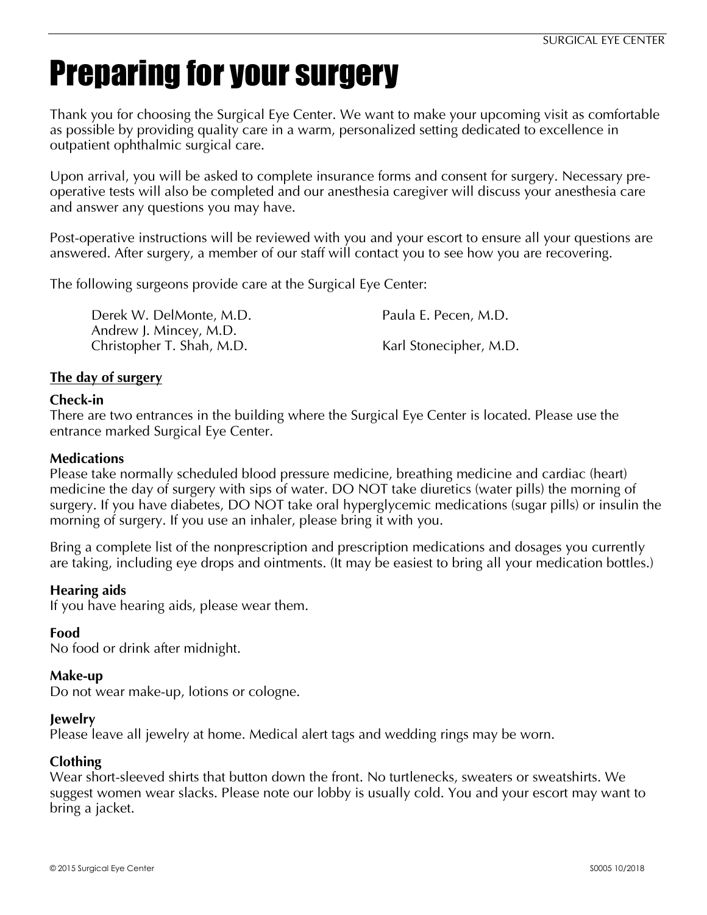# Preparing for your surgery

Thank you for choosing the Surgical Eye Center. We want to make your upcoming visit as comfortable as possible by providing quality care in a warm, personalized setting dedicated to excellence in outpatient ophthalmic surgical care.

Upon arrival, you will be asked to complete insurance forms and consent for surgery. Necessary pre-operative tests will also be completed and our anesthesia caregiver will discuss your anesthesia care and answer any questions you may have.

Post-operative instructions will be reviewed with you and your escort to ensure all your questions are answered. After surgery, a member of our staff will contact you to see how you are recovering.

The following surgeons provide care at the Surgical Eye Center:

- Derek W. DelMonte, M.D.
- Andrew J. Mincey, M.D.
- Christopher T. Shah, M.D.
- Paula E. Pecen, M.D.
- Karl Stonecipher, M.D.

## The day of surgery

### Check-in

There are two entrances in the building where the Surgical Eye Center is located. Please use the entrance marked Surgical Eye Center.

### Medications

Please take normally scheduled blood pressure medicine, breathing medicine and cardiac (heart) medicine the day of surgery with sips of water. DO NOT take diuretics (water pills) the morning of surgery. If you have diabetes, DO NOT take oral hyperglycemic medications (sugar pills) or insulin the morning of surgery. If you use an inhaler, please bring it with you.

Bring a complete list of the nonprescription and prescription medications and dosages you currently are taking, including eye drops and ointments. (It may be easiest to bring all your medication bottles.)

### Hearing aids

If you have hearing aids, please wear them.

### Food

No food or drink after midnight.

### Make-up

Do not wear make-up, lotions or cologne.

### Jewelry

Please leave all jewelry at home. Medical alert tags and wedding rings may be worn.

### Clothing

Wear short-sleeved shirts that button down the front. No turtlenecks, sweaters or sweatshirts. We suggest women wear slacks. Please note our lobby is usually cold. You and your escort may want to bring a jacket.

© 2015 Surgical Eye Center S0005 10/2018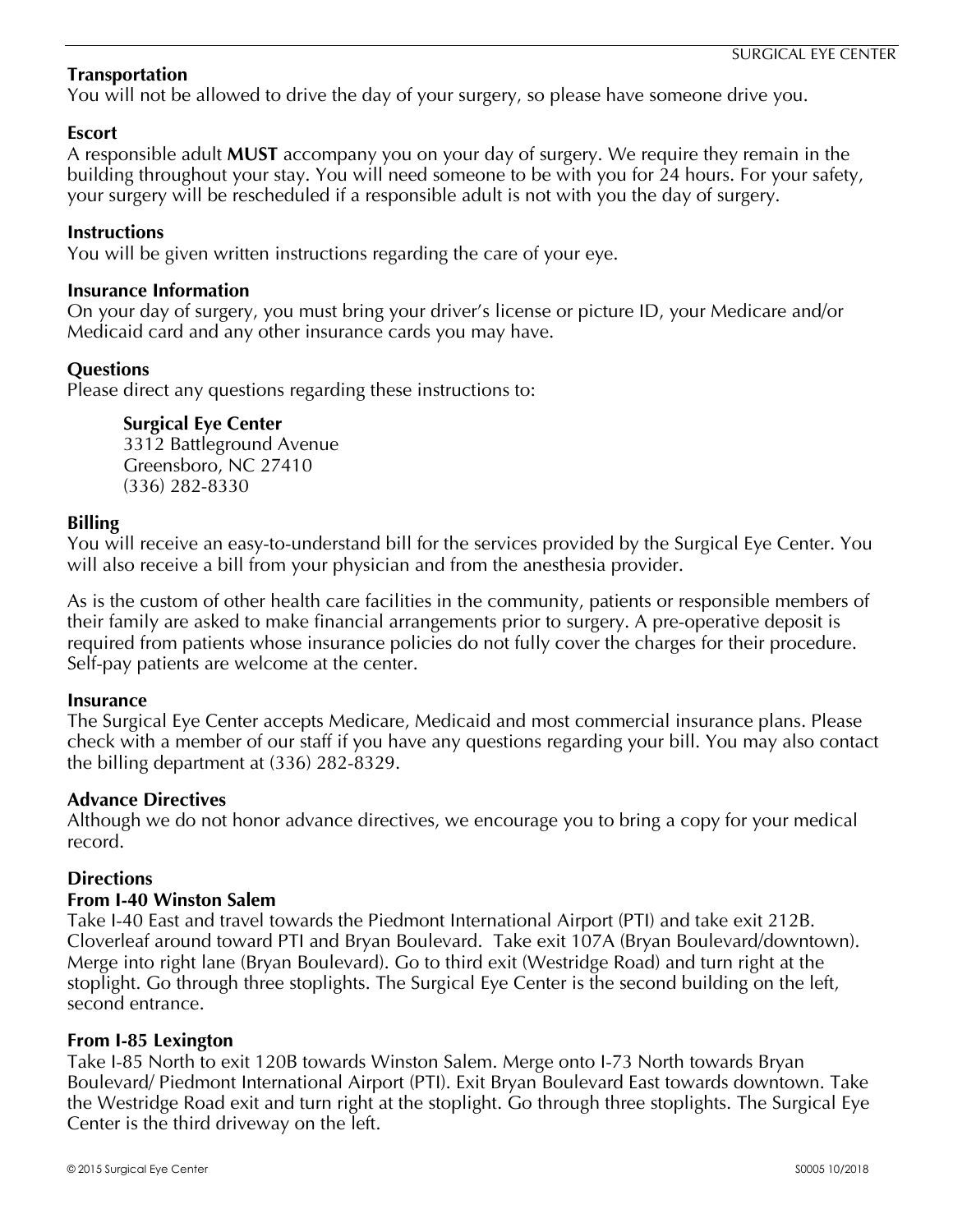**Transportation**

You will not be allowed to drive the day of your surgery, so please have someone drive you.

**Escort**

A responsible adult **MUST** accompany you on your day of surgery. We require they remain in the building throughout your stay. You will need someone to be with you for 24 hours. For your safety, your surgery will be rescheduled if a responsible adult is not with you the day of surgery.

**Instructions**

You will be given written instructions regarding the care of your eye.

**Insurance Information**

On your day of surgery, you must bring your driver's license or picture ID, your Medicare and/or Medicaid card and any other insurance cards you may have.

**Questions**

Please direct any questions regarding these instructions to:

> **Surgical Eye Center**
> 3312 Battleground Avenue
> Greensboro, NC 27410
> (336) 282-8330

**Billing**

You will receive an easy-to-understand bill for the services provided by the Surgical Eye Center. You will also receive a bill from your physician and from the anesthesia provider.

As is the custom of other health care facilities in the community, patients or responsible members of their family are asked to make financial arrangements prior to surgery. A pre-operative deposit is required from patients whose insurance policies do not fully cover the charges for their procedure. Self-pay patients are welcome at the center.

**Insurance**

The Surgical Eye Center accepts Medicare, Medicaid and most commercial insurance plans. Please check with a member of our staff if you have any questions regarding your bill. You may also contact the billing department at (336) 282-8329.

**Advance Directives**

Although we do not honor advance directives, we encourage you to bring a copy for your medical record.

**Directions**

**From I-40 Winston Salem**

Take I-40 East and travel towards the Piedmont International Airport (PTI) and take exit 212B. Cloverleaf around toward PTI and Bryan Boulevard. Take exit 107A (Bryan Boulevard/downtown). Merge into right lane (Bryan Boulevard). Go to third exit (Westridge Road) and turn right at the stoplight. Go through three stoplights. The Surgical Eye Center is the second building on the left, second entrance.

**From I-85 Lexington**

Take I-85 North to exit 120B towards Winston Salem. Merge onto I-73 North towards Bryan Boulevard/ Piedmont International Airport (PTI). Exit Bryan Boulevard East towards downtown. Take the Westridge Road exit and turn right at the stoplight. Go through three stoplights. The Surgical Eye Center is the third driveway on the left.

© 2015 Surgical Eye Center S0005 10/2018